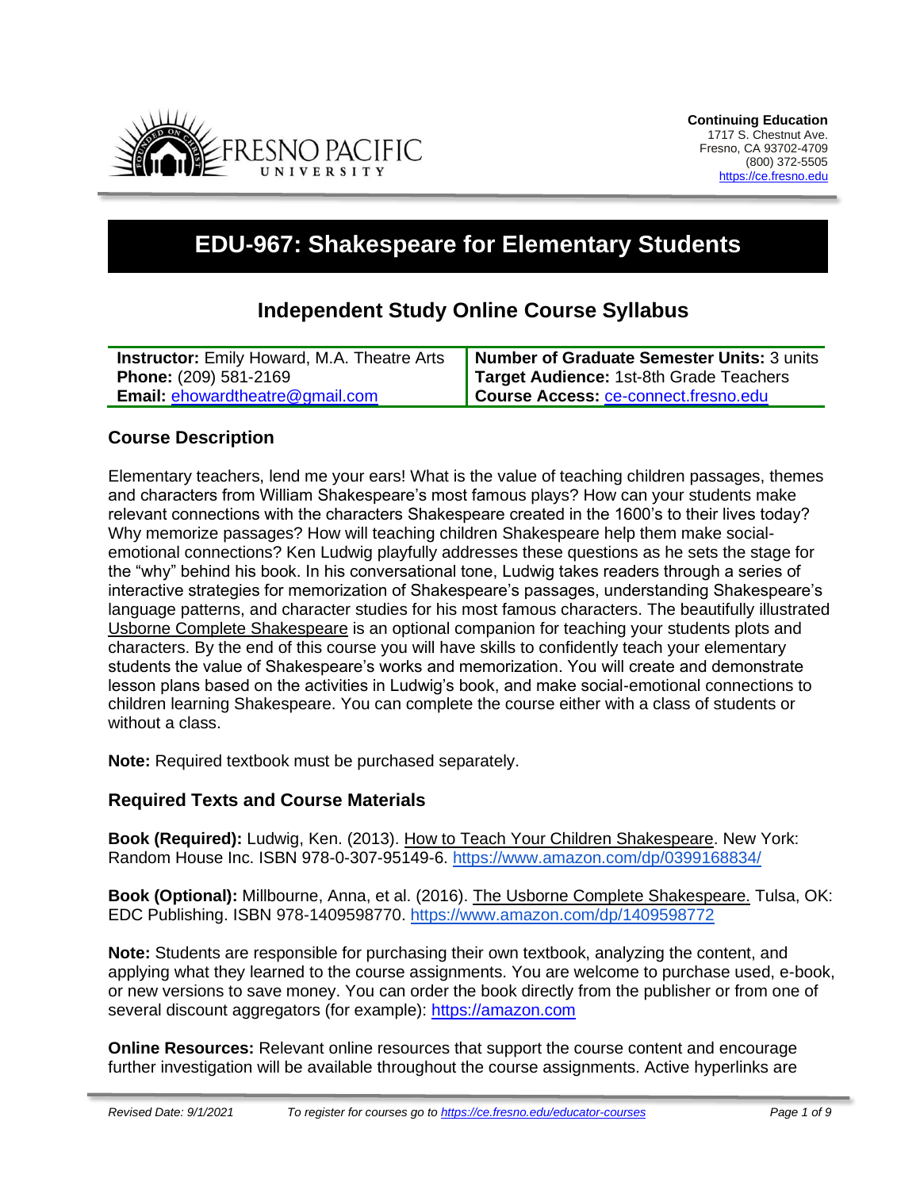**Continuing Education**
1717 S. Chestnut Ave.
Fresno, CA 93702-4709
(800) 372-5505
https://ce.fresno.edu

# EDU-967: Shakespeare for Elementary Students

## Independent Study Online Course Syllabus

| | |
|---|---|
| **Instructor:** Emily Howard, M.A. Theatre Arts | **Number of Graduate Semester Units:** 3 units |
| **Phone:** (209) 581-2169 | **Target Audience:** 1st-8th Grade Teachers |
| **Email:** ehowardtheatre@gmail.com | **Course Access:** ce-connect.fresno.edu |

### Course Description

Elementary teachers, lend me your ears! What is the value of teaching children passages, themes and characters from William Shakespeare's most famous plays? How can your students make relevant connections with the characters Shakespeare created in the 1600's to their lives today? Why memorize passages? How will teaching children Shakespeare help them make social-emotional connections? Ken Ludwig playfully addresses these questions as he sets the stage for the "why" behind his book. In his conversational tone, Ludwig takes readers through a series of interactive strategies for memorization of Shakespeare's passages, understanding Shakespeare's language patterns, and character studies for his most famous characters. The beautifully illustrated Usborne Complete Shakespeare is an optional companion for teaching your students plots and characters. By the end of this course you will have skills to confidently teach your elementary students the value of Shakespeare's works and memorization. You will create and demonstrate lesson plans based on the activities in Ludwig's book, and make social-emotional connections to children learning Shakespeare. You can complete the course either with a class of students or without a class.

**Note:** Required textbook must be purchased separately.

### Required Texts and Course Materials

**Book (Required):** Ludwig, Ken. (2013). How to Teach Your Children Shakespeare. New York: Random House Inc. ISBN 978-0-307-95149-6. https://www.amazon.com/dp/0399168834/

**Book (Optional):** Millbourne, Anna, et al. (2016). The Usborne Complete Shakespeare. Tulsa, OK: EDC Publishing. ISBN 978-1409598770. https://www.amazon.com/dp/1409598772

**Note:** Students are responsible for purchasing their own textbook, analyzing the content, and applying what they learned to the course assignments. You are welcome to purchase used, e-book, or new versions to save money. You can order the book directly from the publisher or from one of several discount aggregators (for example): https://amazon.com

**Online Resources:** Relevant online resources that support the course content and encourage further investigation will be available throughout the course assignments. Active hyperlinks are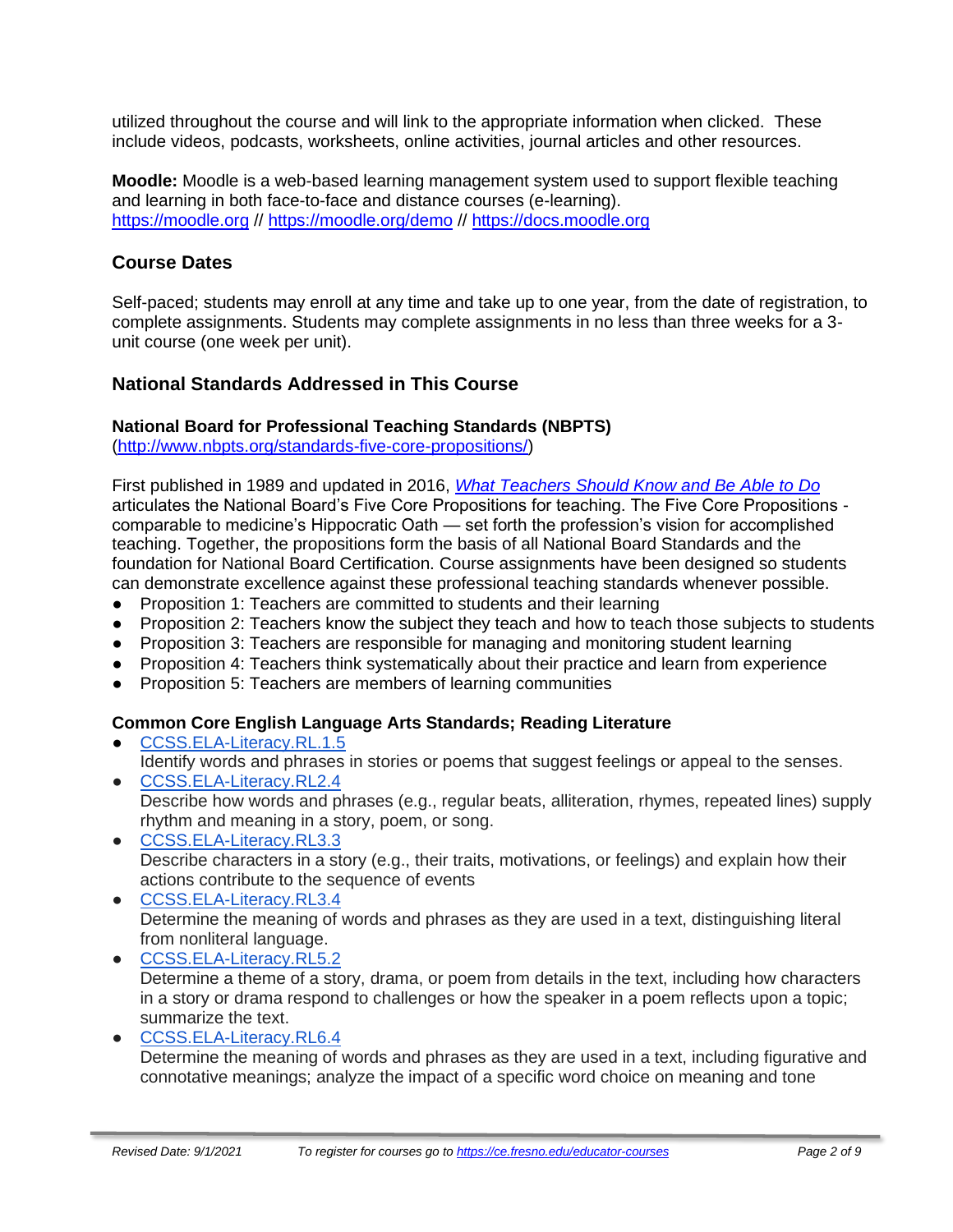utilized throughout the course and will link to the appropriate information when clicked. These include videos, podcasts, worksheets, online activities, journal articles and other resources.

**Moodle:** Moodle is a web-based learning management system used to support flexible teaching and learning in both face-to-face and distance courses (e-learning). [https://moodle.org](https://moodle.org) // [https://moodle.org/demo](https://moodle.org/demo) // [https://docs.moodle.org](https://docs.moodle.org)

## Course Dates

Self-paced; students may enroll at any time and take up to one year, from the date of registration, to complete assignments. Students may complete assignments in no less than three weeks for a 3-unit course (one week per unit).

## National Standards Addressed in This Course

### National Board for Professional Teaching Standards (NBPTS)

([http://www.nbpts.org/standards-five-core-propositions/](http://www.nbpts.org/standards-five-core-propositions/))

First published in 1989 and updated in 2016, *What Teachers Should Know and Be Able to Do* articulates the National Board's Five Core Propositions for teaching. The Five Core Propositions - comparable to medicine's Hippocratic Oath — set forth the profession's vision for accomplished teaching. Together, the propositions form the basis of all National Board Standards and the foundation for National Board Certification. Course assignments have been designed so students can demonstrate excellence against these professional teaching standards whenever possible.

- Proposition 1: Teachers are committed to students and their learning
- Proposition 2: Teachers know the subject they teach and how to teach those subjects to students
- Proposition 3: Teachers are responsible for managing and monitoring student learning
- Proposition 4: Teachers think systematically about their practice and learn from experience
- Proposition 5: Teachers are members of learning communities

### Common Core English Language Arts Standards; Reading Literature

- CCSS.ELA-Literacy.RL.1.5
  Identify words and phrases in stories or poems that suggest feelings or appeal to the senses.
- CCSS.ELA-Literacy.RL2.4
  Describe how words and phrases (e.g., regular beats, alliteration, rhymes, repeated lines) supply rhythm and meaning in a story, poem, or song.
- CCSS.ELA-Literacy.RL3.3
  Describe characters in a story (e.g., their traits, motivations, or feelings) and explain how their actions contribute to the sequence of events
- CCSS.ELA-Literacy.RL3.4
  Determine the meaning of words and phrases as they are used in a text, distinguishing literal from nonliteral language.
- CCSS.ELA-Literacy.RL5.2
  Determine a theme of a story, drama, or poem from details in the text, including how characters in a story or drama respond to challenges or how the speaker in a poem reflects upon a topic; summarize the text.
- CCSS.ELA-Literacy.RL6.4
  Determine the meaning of words and phrases as they are used in a text, including figurative and connotative meanings; analyze the impact of a specific word choice on meaning and tone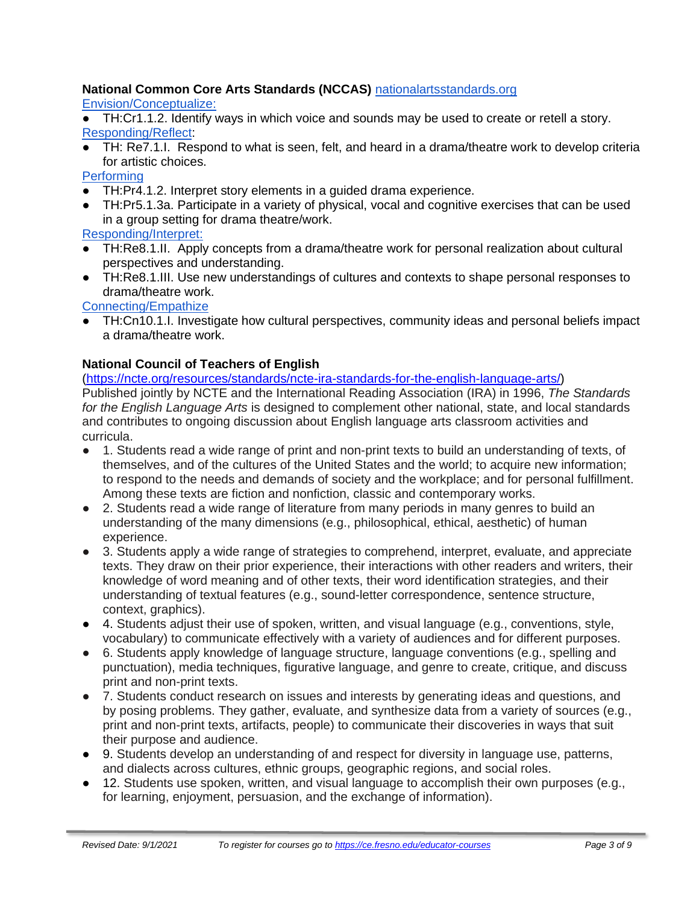**National Common Core Arts Standards (NCCAS)** [nationalartsstandards.org](nationalartsstandards.org)

[Envision/Conceptualize:]()

- TH:Cr1.1.2. Identify ways in which voice and sounds may be used to create or retell a story.

[Responding/Reflect]():

- TH: Re7.1.I. Respond to what is seen, felt, and heard in a drama/theatre work to develop criteria for artistic choices.

[Performing]()

- TH:Pr4.1.2. Interpret story elements in a guided drama experience.
- TH:Pr5.1.3a. Participate in a variety of physical, vocal and cognitive exercises that can be used in a group setting for drama theatre/work.

[Responding/Interpret:]()

- TH:Re8.1.II. Apply concepts from a drama/theatre work for personal realization about cultural perspectives and understanding.
- TH:Re8.1.III. Use new understandings of cultures and contexts to shape personal responses to drama/theatre work.

[Connecting/Empathize]()

- TH:Cn10.1.I. Investigate how cultural perspectives, community ideas and personal beliefs impact a drama/theatre work.

**National Council of Teachers of English**

([https://ncte.org/resources/standards/ncte-ira-standards-for-the-english-language-arts/](https://ncte.org/resources/standards/ncte-ira-standards-for-the-english-language-arts/))

Published jointly by NCTE and the International Reading Association (IRA) in 1996, *The Standards for the English Language Arts* is designed to complement other national, state, and local standards and contributes to ongoing discussion about English language arts classroom activities and curricula.

- 1. Students read a wide range of print and non-print texts to build an understanding of texts, of themselves, and of the cultures of the United States and the world; to acquire new information; to respond to the needs and demands of society and the workplace; and for personal fulfillment. Among these texts are fiction and nonfiction, classic and contemporary works.
- 2. Students read a wide range of literature from many periods in many genres to build an understanding of the many dimensions (e.g., philosophical, ethical, aesthetic) of human experience.
- 3. Students apply a wide range of strategies to comprehend, interpret, evaluate, and appreciate texts. They draw on their prior experience, their interactions with other readers and writers, their knowledge of word meaning and of other texts, their word identification strategies, and their understanding of textual features (e.g., sound-letter correspondence, sentence structure, context, graphics).
- 4. Students adjust their use of spoken, written, and visual language (e.g., conventions, style, vocabulary) to communicate effectively with a variety of audiences and for different purposes.
- 6. Students apply knowledge of language structure, language conventions (e.g., spelling and punctuation), media techniques, figurative language, and genre to create, critique, and discuss print and non-print texts.
- 7. Students conduct research on issues and interests by generating ideas and questions, and by posing problems. They gather, evaluate, and synthesize data from a variety of sources (e.g., print and non-print texts, artifacts, people) to communicate their discoveries in ways that suit their purpose and audience.
- 9. Students develop an understanding of and respect for diversity in language use, patterns, and dialects across cultures, ethnic groups, geographic regions, and social roles.
- 12. Students use spoken, written, and visual language to accomplish their own purposes (e.g., for learning, enjoyment, persuasion, and the exchange of information).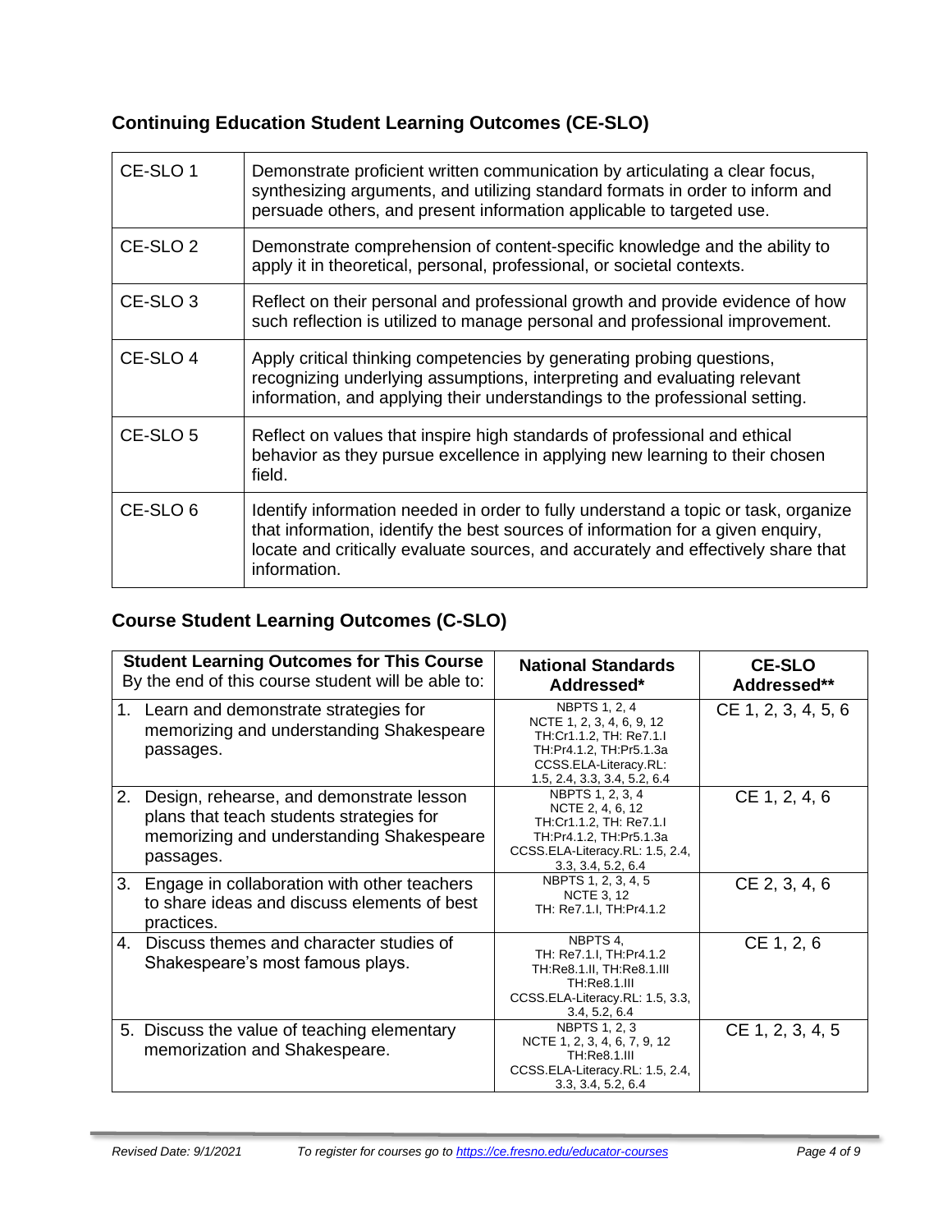## Continuing Education Student Learning Outcomes (CE-SLO)

| | |
|---|---|
| CE-SLO 1 | Demonstrate proficient written communication by articulating a clear focus, synthesizing arguments, and utilizing standard formats in order to inform and persuade others, and present information applicable to targeted use. |
| CE-SLO 2 | Demonstrate comprehension of content-specific knowledge and the ability to apply it in theoretical, personal, professional, or societal contexts. |
| CE-SLO 3 | Reflect on their personal and professional growth and provide evidence of how such reflection is utilized to manage personal and professional improvement. |
| CE-SLO 4 | Apply critical thinking competencies by generating probing questions, recognizing underlying assumptions, interpreting and evaluating relevant information, and applying their understandings to the professional setting. |
| CE-SLO 5 | Reflect on values that inspire high standards of professional and ethical behavior as they pursue excellence in applying new learning to their chosen field. |
| CE-SLO 6 | Identify information needed in order to fully understand a topic or task, organize that information, identify the best sources of information for a given enquiry, locate and critically evaluate sources, and accurately and effectively share that information. |

## Course Student Learning Outcomes (C-SLO)

| **Student Learning Outcomes for This Course** By the end of this course student will be able to: | **National Standards Addressed*** | **CE-SLO Addressed**** |
|---|---|---|
| 1. Learn and demonstrate strategies for memorizing and understanding Shakespeare passages. | NBPTS 1, 2, 4 NCTE 1, 2, 3, 4, 6, 9, 12 TH:Cr1.1.2, TH: Re7.1.I TH:Pr4.1.2, TH:Pr5.1.3a CCSS.ELA-Literacy.RL: 1.5, 2.4, 3.3, 3.4, 5.2, 6.4 | CE 1, 2, 3, 4, 5, 6 |
| 2. Design, rehearse, and demonstrate lesson plans that teach students strategies for memorizing and understanding Shakespeare passages. | NBPTS 1, 2, 3, 4 NCTE 2, 4, 6, 12 TH:Cr1.1.2, TH: Re7.1.I TH:Pr4.1.2, TH:Pr5.1.3a CCSS.ELA-Literacy.RL: 1.5, 2.4, 3.3, 3.4, 5.2, 6.4 | CE 1, 2, 4, 6 |
| 3. Engage in collaboration with other teachers to share ideas and discuss elements of best practices. | NBPTS 1, 2, 3, 4, 5 NCTE 3, 12 TH: Re7.1.I, TH:Pr4.1.2 | CE 2, 3, 4, 6 |
| 4. Discuss themes and character studies of Shakespeare's most famous plays. | NBPTS 4, TH: Re7.1.I, TH:Pr4.1.2 TH:Re8.1.II, TH:Re8.1.III TH:Re8.1.III CCSS.ELA-Literacy.RL: 1.5, 3.3, 3.4, 5.2, 6.4 | CE 1, 2, 6 |
| 5. Discuss the value of teaching elementary memorization and Shakespeare. | NBPTS 1, 2, 3 NCTE 1, 2, 3, 4, 6, 7, 9, 12 TH:Re8.1.III CCSS.ELA-Literacy.RL: 1.5, 2.4, 3.3, 3.4, 5.2, 6.4 | CE 1, 2, 3, 4, 5 |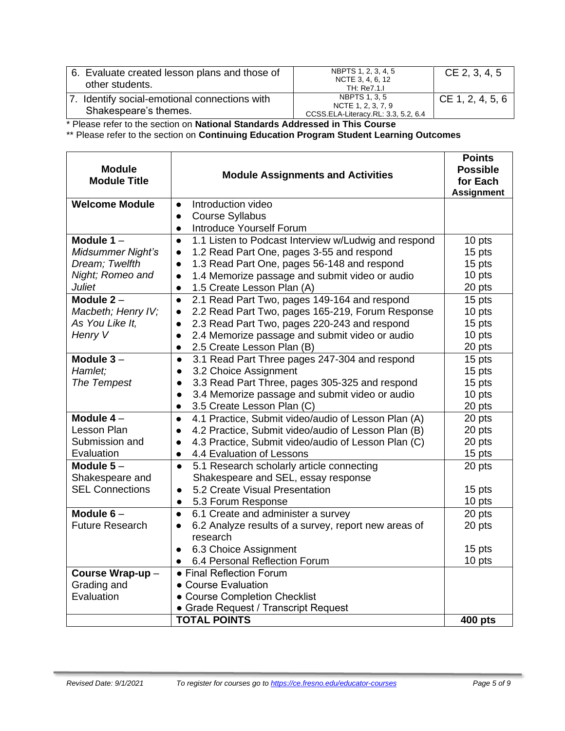| | | |
|---|---|---|
| 6. Evaluate created lesson plans and those of other students. | NBPTS 1, 2, 3, 4, 5<br>NCTE 3, 4, 6, 12<br>TH: Re7.1.I | CE 2, 3, 4, 5 |
| 7. Identify social-emotional connections with Shakespeare's themes. | NBPTS 1, 3, 5<br>NCTE 1, 2, 3, 7, 9<br>CCSS.ELA-Literacy.RL: 3.3, 5.2, 6.4 | CE 1, 2, 4, 5, 6 |

* Please refer to the section on **National Standards Addressed in This Course**

** Please refer to the section on **Continuing Education Program Student Learning Outcomes**

| **Module**<br>**Module Title** | **Module Assignments and Activities** | **Points Possible for Each Assignment** |
|---|---|---|
| **Welcome Module** | • Introduction video<br>• Course Syllabus<br>• Introduce Yourself Forum | |
| **Module 1** – *Midsummer Night's Dream; Twelfth Night; Romeo and Juliet* | • 1.1 Listen to Podcast Interview w/Ludwig and respond<br>• 1.2 Read Part One, pages 3-55 and respond<br>• 1.3 Read Part One, pages 56-148 and respond<br>• 1.4 Memorize passage and submit video or audio<br>• 1.5 Create Lesson Plan (A) | 10 pts<br>15 pts<br>15 pts<br>10 pts<br>20 pts |
| **Module 2** – *Macbeth; Henry IV; As You Like It, Henry V* | • 2.1 Read Part Two, pages 149-164 and respond<br>• 2.2 Read Part Two, pages 165-219, Forum Response<br>• 2.3 Read Part Two, pages 220-243 and respond<br>• 2.4 Memorize passage and submit video or audio<br>• 2.5 Create Lesson Plan (B) | 15 pts<br>10 pts<br>15 pts<br>10 pts<br>20 pts |
| **Module 3** – *Hamlet; The Tempest* | • 3.1 Read Part Three pages 247-304 and respond<br>• 3.2 Choice Assignment<br>• 3.3 Read Part Three, pages 305-325 and respond<br>• 3.4 Memorize passage and submit video or audio<br>• 3.5 Create Lesson Plan (C) | 15 pts<br>15 pts<br>15 pts<br>10 pts<br>20 pts |
| **Module 4** – Lesson Plan Submission and Evaluation | • 4.1 Practice, Submit video/audio of Lesson Plan (A)<br>• 4.2 Practice, Submit video/audio of Lesson Plan (B)<br>• 4.3 Practice, Submit video/audio of Lesson Plan (C)<br>• 4.4 Evaluation of Lessons | 20 pts<br>20 pts<br>20 pts<br>15 pts |
| **Module 5** – Shakespeare and SEL Connections | • 5.1 Research scholarly article connecting Shakespeare and SEL, essay response<br>• 5.2 Create Visual Presentation<br>• 5.3 Forum Response | 20 pts<br>15 pts<br>10 pts |
| **Module 6** – Future Research | • 6.1 Create and administer a survey<br>• 6.2 Analyze results of a survey, report new areas of research<br>• 6.3 Choice Assignment<br>• 6.4 Personal Reflection Forum | 20 pts<br>20 pts<br>15 pts<br>10 pts |
| **Course Wrap-up** – Grading and Evaluation | • Final Reflection Forum<br>• Course Evaluation<br>• Course Completion Checklist<br>• Grade Request / Transcript Request | |
| | **TOTAL POINTS** | **400 pts** |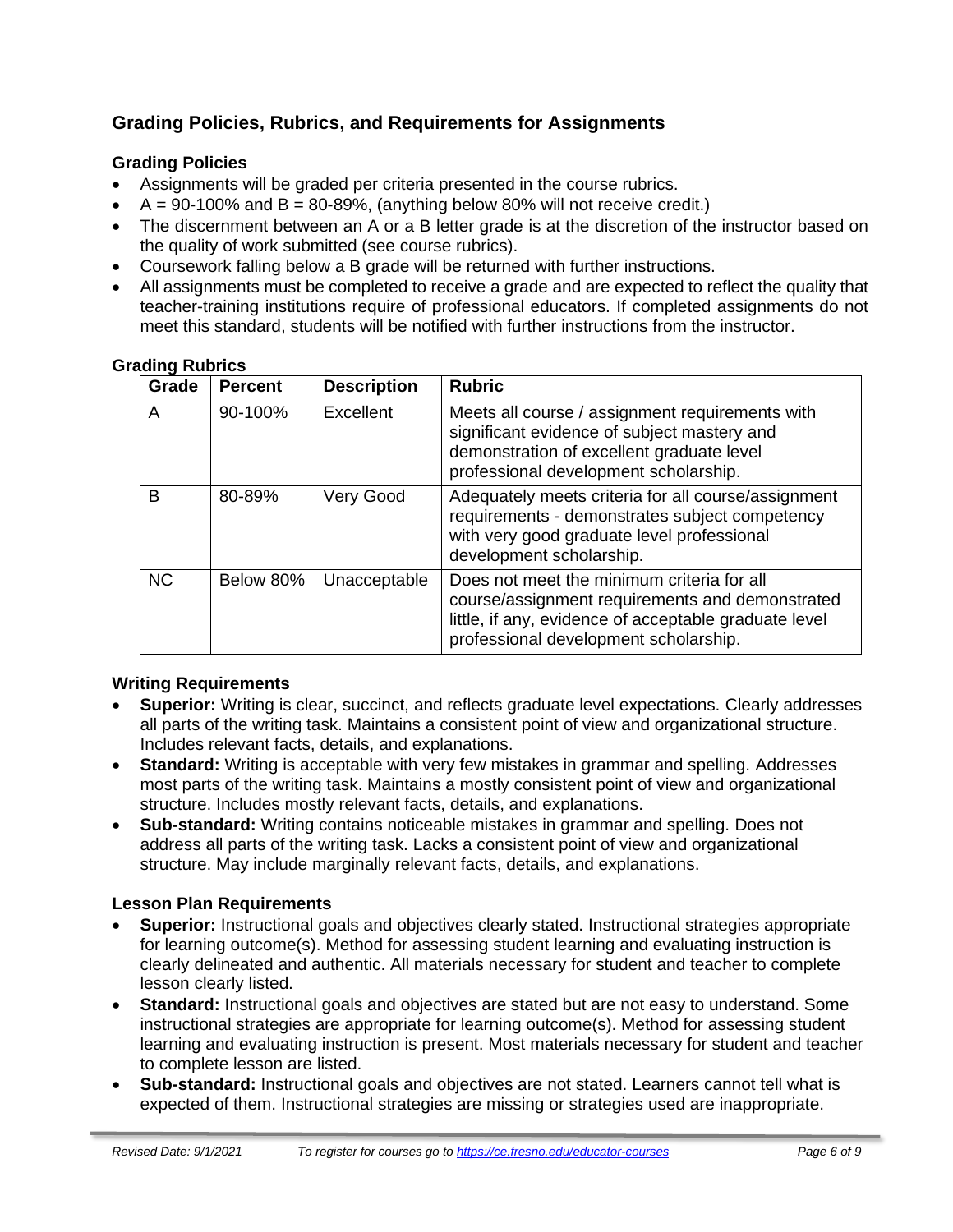## Grading Policies, Rubrics, and Requirements for Assignments

### Grading Policies

- Assignments will be graded per criteria presented in the course rubrics.
- A = 90-100% and B = 80-89%, (anything below 80% will not receive credit.)
- The discernment between an A or a B letter grade is at the discretion of the instructor based on the quality of work submitted (see course rubrics).
- Coursework falling below a B grade will be returned with further instructions.
- All assignments must be completed to receive a grade and are expected to reflect the quality that teacher-training institutions require of professional educators. If completed assignments do not meet this standard, students will be notified with further instructions from the instructor.

### Grading Rubrics

| Grade | Percent | Description | Rubric |
|---|---|---|---|
| A | 90-100% | Excellent | Meets all course / assignment requirements with significant evidence of subject mastery and demonstration of excellent graduate level professional development scholarship. |
| B | 80-89% | Very Good | Adequately meets criteria for all course/assignment requirements - demonstrates subject competency with very good graduate level professional development scholarship. |
| NC | Below 80% | Unacceptable | Does not meet the minimum criteria for all course/assignment requirements and demonstrated little, if any, evidence of acceptable graduate level professional development scholarship. |

### Writing Requirements

- **Superior:** Writing is clear, succinct, and reflects graduate level expectations. Clearly addresses all parts of the writing task. Maintains a consistent point of view and organizational structure. Includes relevant facts, details, and explanations.
- **Standard:** Writing is acceptable with very few mistakes in grammar and spelling. Addresses most parts of the writing task. Maintains a mostly consistent point of view and organizational structure. Includes mostly relevant facts, details, and explanations.
- **Sub-standard:** Writing contains noticeable mistakes in grammar and spelling. Does not address all parts of the writing task. Lacks a consistent point of view and organizational structure. May include marginally relevant facts, details, and explanations.

### Lesson Plan Requirements

- **Superior:** Instructional goals and objectives clearly stated. Instructional strategies appropriate for learning outcome(s). Method for assessing student learning and evaluating instruction is clearly delineated and authentic. All materials necessary for student and teacher to complete lesson clearly listed.
- **Standard:** Instructional goals and objectives are stated but are not easy to understand. Some instructional strategies are appropriate for learning outcome(s). Method for assessing student learning and evaluating instruction is present. Most materials necessary for student and teacher to complete lesson are listed.
- **Sub-standard:** Instructional goals and objectives are not stated. Learners cannot tell what is expected of them. Instructional strategies are missing or strategies used are inappropriate.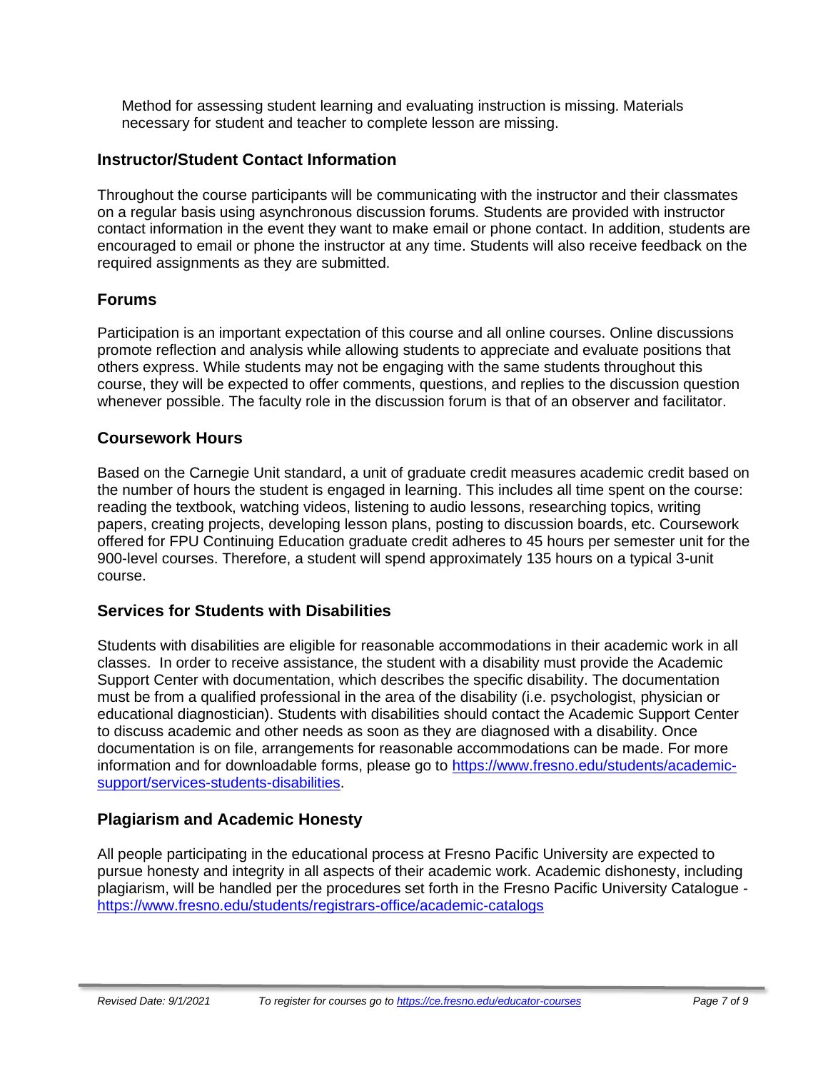Method for assessing student learning and evaluating instruction is missing. Materials necessary for student and teacher to complete lesson are missing.

## Instructor/Student Contact Information

Throughout the course participants will be communicating with the instructor and their classmates on a regular basis using asynchronous discussion forums. Students are provided with instructor contact information in the event they want to make email or phone contact. In addition, students are encouraged to email or phone the instructor at any time. Students will also receive feedback on the required assignments as they are submitted.

## Forums

Participation is an important expectation of this course and all online courses. Online discussions promote reflection and analysis while allowing students to appreciate and evaluate positions that others express. While students may not be engaging with the same students throughout this course, they will be expected to offer comments, questions, and replies to the discussion question whenever possible. The faculty role in the discussion forum is that of an observer and facilitator.

## Coursework Hours

Based on the Carnegie Unit standard, a unit of graduate credit measures academic credit based on the number of hours the student is engaged in learning. This includes all time spent on the course: reading the textbook, watching videos, listening to audio lessons, researching topics, writing papers, creating projects, developing lesson plans, posting to discussion boards, etc. Coursework offered for FPU Continuing Education graduate credit adheres to 45 hours per semester unit for the 900-level courses. Therefore, a student will spend approximately 135 hours on a typical 3-unit course.

## Services for Students with Disabilities

Students with disabilities are eligible for reasonable accommodations in their academic work in all classes. In order to receive assistance, the student with a disability must provide the Academic Support Center with documentation, which describes the specific disability. The documentation must be from a qualified professional in the area of the disability (i.e. psychologist, physician or educational diagnostician). Students with disabilities should contact the Academic Support Center to discuss academic and other needs as soon as they are diagnosed with a disability. Once documentation is on file, arrangements for reasonable accommodations can be made. For more information and for downloadable forms, please go to [https://www.fresno.edu/students/academic-support/services-students-disabilities](https://www.fresno.edu/students/academic-support/services-students-disabilities).

## Plagiarism and Academic Honesty

All people participating in the educational process at Fresno Pacific University are expected to pursue honesty and integrity in all aspects of their academic work. Academic dishonesty, including plagiarism, will be handled per the procedures set forth in the Fresno Pacific University Catalogue - [https://www.fresno.edu/students/registrars-office/academic-catalogs](https://www.fresno.edu/students/registrars-office/academic-catalogs)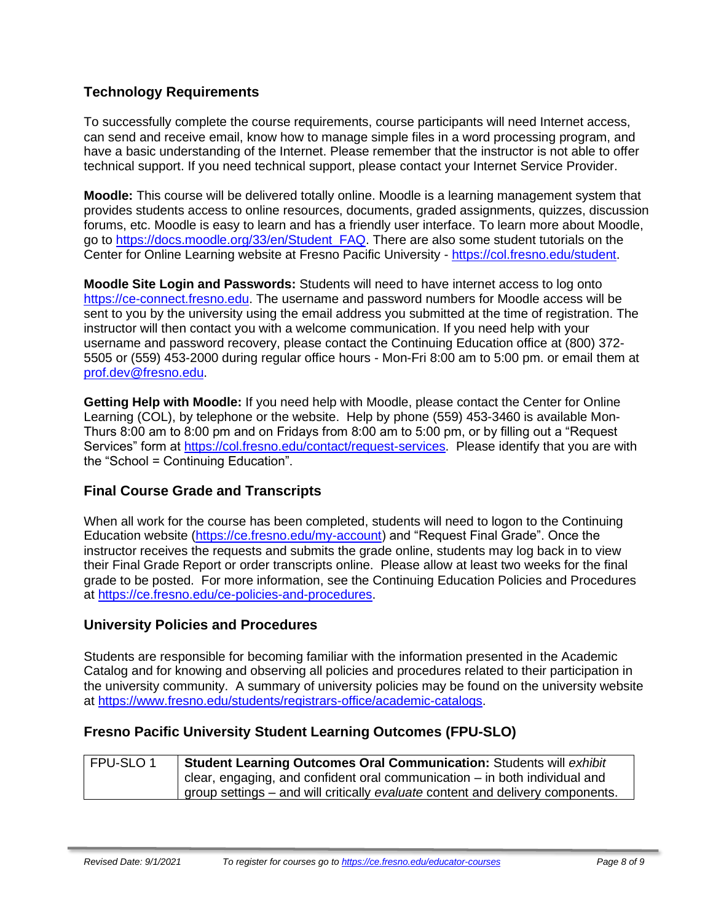## Technology Requirements

To successfully complete the course requirements, course participants will need Internet access, can send and receive email, know how to manage simple files in a word processing program, and have a basic understanding of the Internet. Please remember that the instructor is not able to offer technical support. If you need technical support, please contact your Internet Service Provider.

**Moodle:** This course will be delivered totally online. Moodle is a learning management system that provides students access to online resources, documents, graded assignments, quizzes, discussion forums, etc. Moodle is easy to learn and has a friendly user interface. To learn more about Moodle, go to https://docs.moodle.org/33/en/Student_FAQ. There are also some student tutorials on the Center for Online Learning website at Fresno Pacific University - https://col.fresno.edu/student.

**Moodle Site Login and Passwords:** Students will need to have internet access to log onto https://ce-connect.fresno.edu. The username and password numbers for Moodle access will be sent to you by the university using the email address you submitted at the time of registration. The instructor will then contact you with a welcome communication. If you need help with your username and password recovery, please contact the Continuing Education office at (800) 372-5505 or (559) 453-2000 during regular office hours - Mon-Fri 8:00 am to 5:00 pm. or email them at prof.dev@fresno.edu.

**Getting Help with Moodle:** If you need help with Moodle, please contact the Center for Online Learning (COL), by telephone or the website. Help by phone (559) 453-3460 is available Mon-Thurs 8:00 am to 8:00 pm and on Fridays from 8:00 am to 5:00 pm, or by filling out a "Request Services" form at https://col.fresno.edu/contact/request-services. Please identify that you are with the "School = Continuing Education".

## Final Course Grade and Transcripts

When all work for the course has been completed, students will need to logon to the Continuing Education website (https://ce.fresno.edu/my-account) and "Request Final Grade". Once the instructor receives the requests and submits the grade online, students may log back in to view their Final Grade Report or order transcripts online. Please allow at least two weeks for the final grade to be posted. For more information, see the Continuing Education Policies and Procedures at https://ce.fresno.edu/ce-policies-and-procedures.

## University Policies and Procedures

Students are responsible for becoming familiar with the information presented in the Academic Catalog and for knowing and observing all policies and procedures related to their participation in the university community. A summary of university policies may be found on the university website at https://www.fresno.edu/students/registrars-office/academic-catalogs.

## Fresno Pacific University Student Learning Outcomes (FPU-SLO)

| | |
|---|---|
| FPU-SLO 1 | **Student Learning Outcomes Oral Communication:** Students will *exhibit* clear, engaging, and confident oral communication – in both individual and group settings – and will critically *evaluate* content and delivery components. |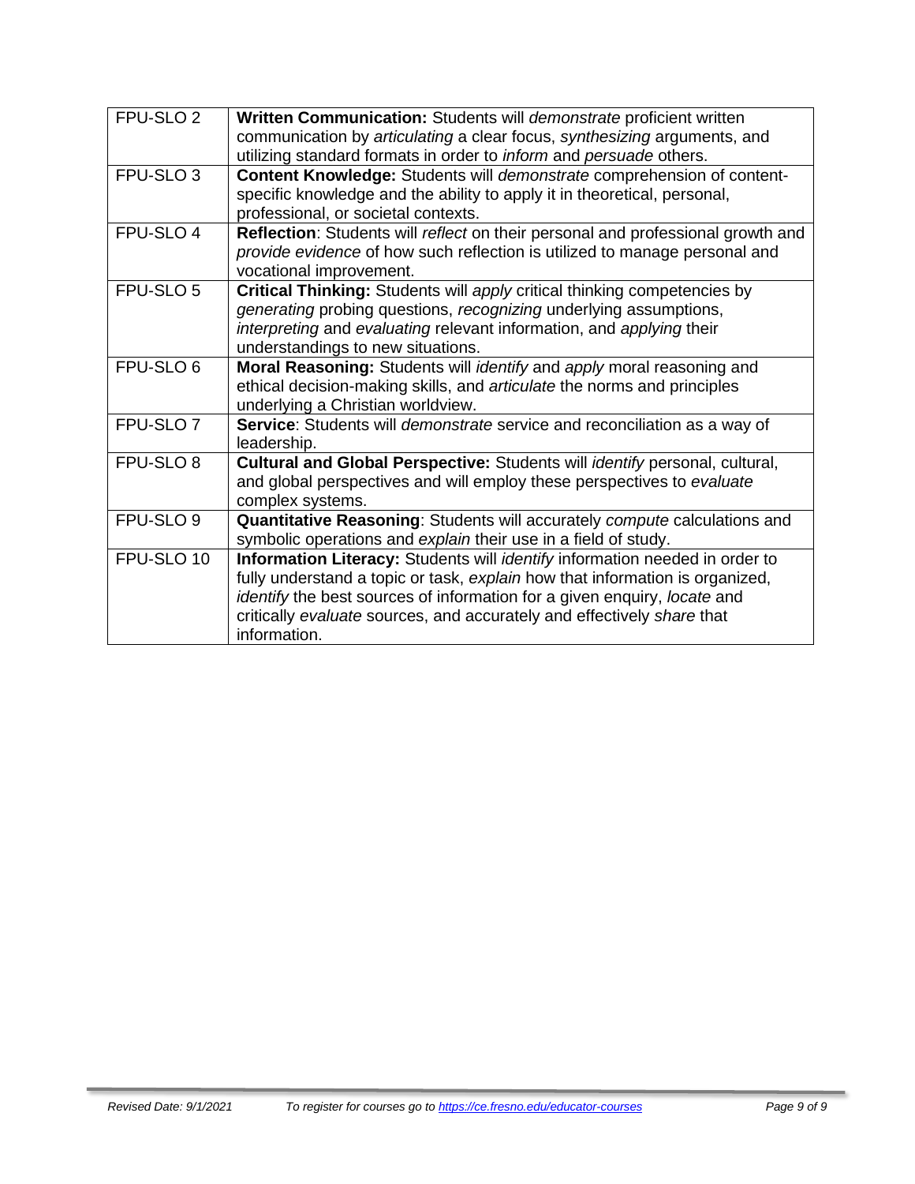| | |
|---|---|
| FPU-SLO 2 | **Written Communication:** Students will *demonstrate* proficient written communication by *articulating* a clear focus, *synthesizing* arguments, and utilizing standard formats in order to *inform* and *persuade* others. |
| FPU-SLO 3 | **Content Knowledge:** Students will *demonstrate* comprehension of content-specific knowledge and the ability to apply it in theoretical, personal, professional, or societal contexts. |
| FPU-SLO 4 | **Reflection**: Students will *reflect* on their personal and professional growth and *provide evidence* of how such reflection is utilized to manage personal and vocational improvement. |
| FPU-SLO 5 | **Critical Thinking:** Students will *apply* critical thinking competencies by *generating* probing questions, *recognizing* underlying assumptions, *interpreting* and *evaluating* relevant information, and *applying* their understandings to new situations. |
| FPU-SLO 6 | **Moral Reasoning:** Students will *identify* and *apply* moral reasoning and ethical decision-making skills, and *articulate* the norms and principles underlying a Christian worldview. |
| FPU-SLO 7 | **Service**: Students will *demonstrate* service and reconciliation as a way of leadership. |
| FPU-SLO 8 | **Cultural and Global Perspective:** Students will *identify* personal, cultural, and global perspectives and will employ these perspectives to *evaluate* complex systems. |
| FPU-SLO 9 | **Quantitative Reasoning**: Students will accurately *compute* calculations and symbolic operations and *explain* their use in a field of study. |
| FPU-SLO 10 | **Information Literacy:** Students will *identify* information needed in order to fully understand a topic or task, *explain* how that information is organized, *identify* the best sources of information for a given enquiry, *locate* and critically *evaluate* sources, and accurately and effectively *share* that information. |